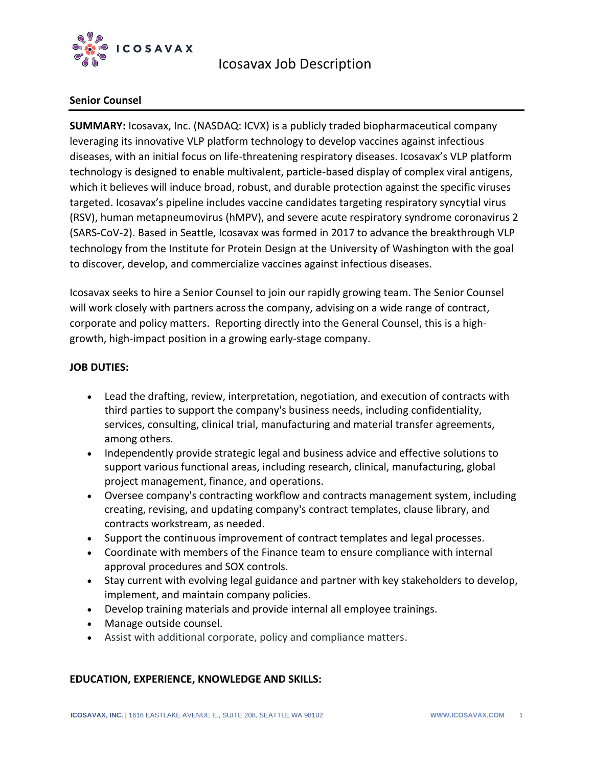# Icosavax Job Description

## Senior Counsel

**SUMMARY:** Icosavax, Inc. (NASDAQ: ICVX) is a publicly traded biopharmaceutical company leveraging its innovative VLP platform technology to develop vaccines against infectious diseases, with an initial focus on life-threatening respiratory diseases. Icosavax's VLP platform technology is designed to enable multivalent, particle-based display of complex viral antigens, which it believes will induce broad, robust, and durable protection against the specific viruses targeted. Icosavax's pipeline includes vaccine candidates targeting respiratory syncytial virus (RSV), human metapneumovirus (hMPV), and severe acute respiratory syndrome coronavirus 2 (SARS-CoV-2). Based in Seattle, Icosavax was formed in 2017 to advance the breakthrough VLP technology from the Institute for Protein Design at the University of Washington with the goal to discover, develop, and commercialize vaccines against infectious diseases.

Icosavax seeks to hire a Senior Counsel to join our rapidly growing team. The Senior Counsel will work closely with partners across the company, advising on a wide range of contract, corporate and policy matters. Reporting directly into the General Counsel, this is a high-growth, high-impact position in a growing early-stage company.

**JOB DUTIES:**

- Lead the drafting, review, interpretation, negotiation, and execution of contracts with third parties to support the company's business needs, including confidentiality, services, consulting, clinical trial, manufacturing and material transfer agreements, among others.
- Independently provide strategic legal and business advice and effective solutions to support various functional areas, including research, clinical, manufacturing, global project management, finance, and operations.
- Oversee company's contracting workflow and contracts management system, including creating, revising, and updating company's contract templates, clause library, and contracts workstream, as needed.
- Support the continuous improvement of contract templates and legal processes.
- Coordinate with members of the Finance team to ensure compliance with internal approval procedures and SOX controls.
- Stay current with evolving legal guidance and partner with key stakeholders to develop, implement, and maintain company policies.
- Develop training materials and provide internal all employee trainings.
- Manage outside counsel.
- Assist with additional corporate, policy and compliance matters.

**EDUCATION, EXPERIENCE, KNOWLEDGE AND SKILLS:**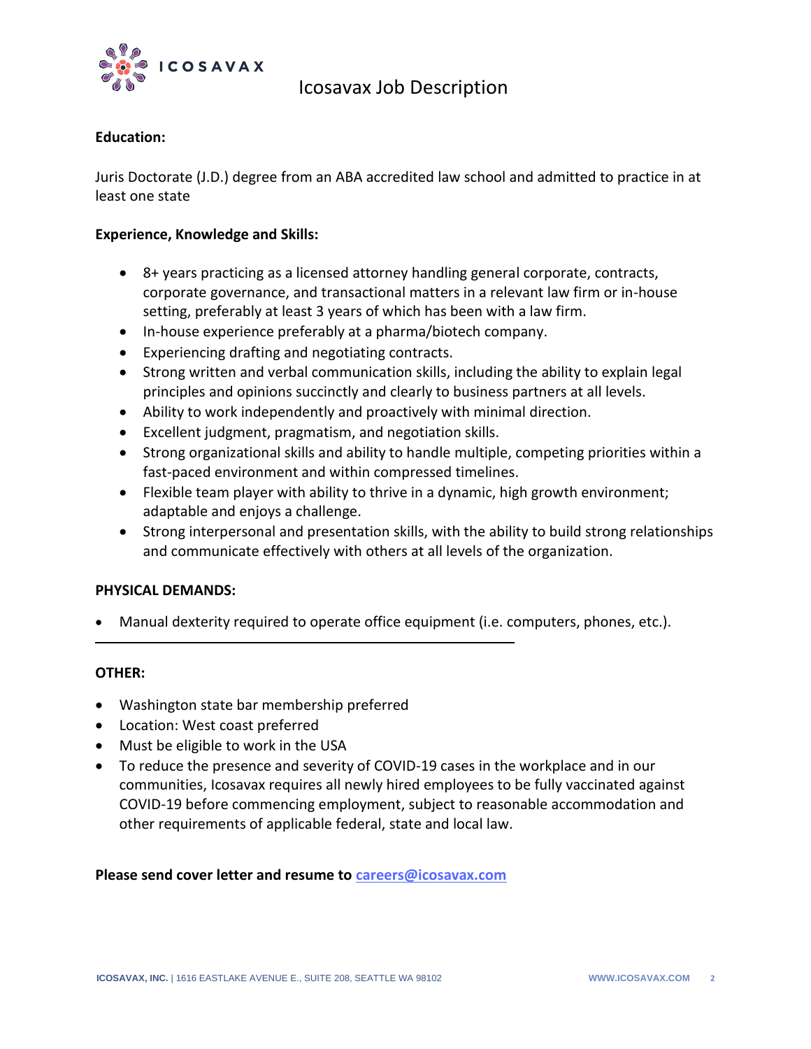**Education:**

Juris Doctorate (J.D.) degree from an ABA accredited law school and admitted to practice in at least one state

**Experience, Knowledge and Skills:**

- 8+ years practicing as a licensed attorney handling general corporate, contracts, corporate governance, and transactional matters in a relevant law firm or in-house setting, preferably at least 3 years of which has been with a law firm.
- In-house experience preferably at a pharma/biotech company.
- Experiencing drafting and negotiating contracts.
- Strong written and verbal communication skills, including the ability to explain legal principles and opinions succinctly and clearly to business partners at all levels.
- Ability to work independently and proactively with minimal direction.
- Excellent judgment, pragmatism, and negotiation skills.
- Strong organizational skills and ability to handle multiple, competing priorities within a fast-paced environment and within compressed timelines.
- Flexible team player with ability to thrive in a dynamic, high growth environment; adaptable and enjoys a challenge.
- Strong interpersonal and presentation skills, with the ability to build strong relationships and communicate effectively with others at all levels of the organization.

**PHYSICAL DEMANDS:**

- Manual dexterity required to operate office equipment (i.e. computers, phones, etc.).

---

**OTHER:**

- Washington state bar membership preferred
- Location: West coast preferred
- Must be eligible to work in the USA
- To reduce the presence and severity of COVID-19 cases in the workplace and in our communities, Icosavax requires all newly hired employees to be fully vaccinated against COVID-19 before commencing employment, subject to reasonable accommodation and other requirements of applicable federal, state and local law.

**Please send cover letter and resume to careers@icosavax.com**